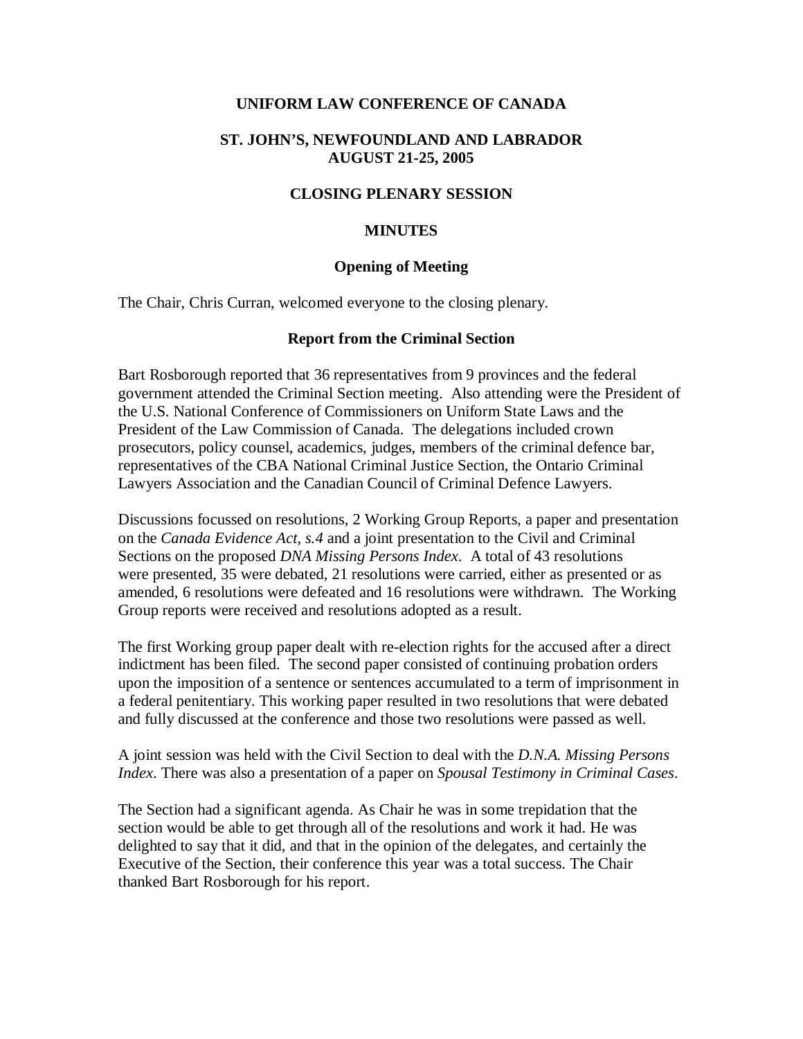# UNIFORM LAW CONFERENCE OF CANADA

## ST. JOHN'S, NEWFOUNDLAND AND LABRADOR
## AUGUST 21-25, 2005

## CLOSING PLENARY SESSION

## MINUTES

### Opening of Meeting

The Chair, Chris Curran, welcomed everyone to the closing plenary.

### Report from the Criminal Section

Bart Rosborough reported that 36 representatives from 9 provinces and the federal government attended the Criminal Section meeting. Also attending were the President of the U.S. National Conference of Commissioners on Uniform State Laws and the President of the Law Commission of Canada. The delegations included crown prosecutors, policy counsel, academics, judges, members of the criminal defence bar, representatives of the CBA National Criminal Justice Section, the Ontario Criminal Lawyers Association and the Canadian Council of Criminal Defence Lawyers.

Discussions focussed on resolutions, 2 Working Group Reports, a paper and presentation on the *Canada Evidence Act, s.4* and a joint presentation to the Civil and Criminal Sections on the proposed *DNA Missing Persons Index*. A total of 43 resolutions were presented, 35 were debated, 21 resolutions were carried, either as presented or as amended, 6 resolutions were defeated and 16 resolutions were withdrawn. The Working Group reports were received and resolutions adopted as a result.

The first Working group paper dealt with re-election rights for the accused after a direct indictment has been filed. The second paper consisted of continuing probation orders upon the imposition of a sentence or sentences accumulated to a term of imprisonment in a federal penitentiary. This working paper resulted in two resolutions that were debated and fully discussed at the conference and those two resolutions were passed as well.

A joint session was held with the Civil Section to deal with the *D.N.A. Missing Persons Index*. There was also a presentation of a paper on *Spousal Testimony in Criminal Cases*.

The Section had a significant agenda. As Chair he was in some trepidation that the section would be able to get through all of the resolutions and work it had. He was delighted to say that it did, and that in the opinion of the delegates, and certainly the Executive of the Section, their conference this year was a total success. The Chair thanked Bart Rosborough for his report.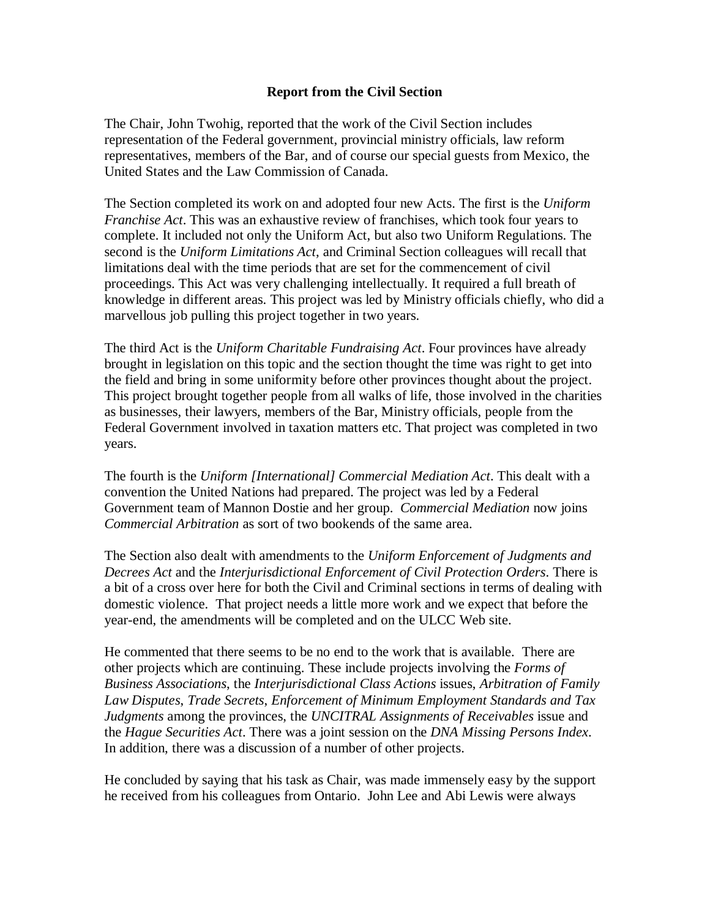**Report from the Civil Section**

The Chair, John Twohig, reported that the work of the Civil Section includes representation of the Federal government, provincial ministry officials, law reform representatives, members of the Bar, and of course our special guests from Mexico, the United States and the Law Commission of Canada.

The Section completed its work on and adopted four new Acts. The first is the *Uniform Franchise Act*. This was an exhaustive review of franchises, which took four years to complete. It included not only the Uniform Act, but also two Uniform Regulations. The second is the *Uniform Limitations Act*, and Criminal Section colleagues will recall that limitations deal with the time periods that are set for the commencement of civil proceedings. This Act was very challenging intellectually. It required a full breath of knowledge in different areas. This project was led by Ministry officials chiefly, who did a marvellous job pulling this project together in two years.

The third Act is the *Uniform Charitable Fundraising Act*. Four provinces have already brought in legislation on this topic and the section thought the time was right to get into the field and bring in some uniformity before other provinces thought about the project. This project brought together people from all walks of life, those involved in the charities as businesses, their lawyers, members of the Bar, Ministry officials, people from the Federal Government involved in taxation matters etc. That project was completed in two years.

The fourth is the *Uniform [International] Commercial Mediation Act*. This dealt with a convention the United Nations had prepared. The project was led by a Federal Government team of Mannon Dostie and her group. *Commercial Mediation* now joins *Commercial Arbitration* as sort of two bookends of the same area.

The Section also dealt with amendments to the *Uniform Enforcement of Judgments and Decrees Act* and the *Interjurisdictional Enforcement of Civil Protection Orders*. There is a bit of a cross over here for both the Civil and Criminal sections in terms of dealing with domestic violence. That project needs a little more work and we expect that before the year-end, the amendments will be completed and on the ULCC Web site.

He commented that there seems to be no end to the work that is available. There are other projects which are continuing. These include projects involving the *Forms of Business Associations*, the *Interjurisdictional Class Actions* issues, *Arbitration of Family Law Disputes*, *Trade Secrets*, *Enforcement of Minimum Employment Standards and Tax Judgments* among the provinces, the *UNCITRAL Assignments of Receivables* issue and the *Hague Securities Act*. There was a joint session on the *DNA Missing Persons Index*. In addition, there was a discussion of a number of other projects.

He concluded by saying that his task as Chair, was made immensely easy by the support he received from his colleagues from Ontario. John Lee and Abi Lewis were always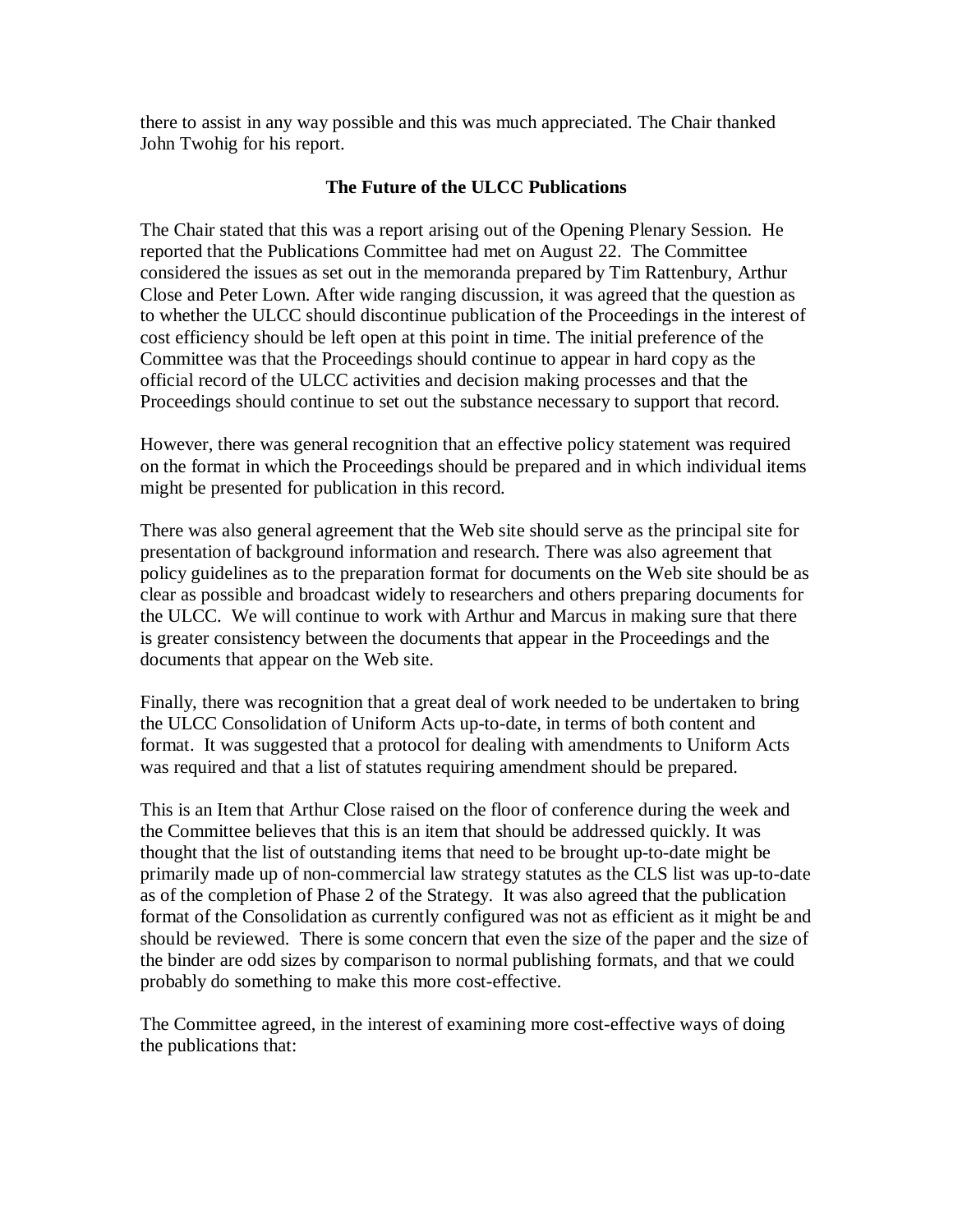there to assist in any way possible and this was much appreciated. The Chair thanked John Twohig for his report.

### The Future of the ULCC Publications

The Chair stated that this was a report arising out of the Opening Plenary Session. He reported that the Publications Committee had met on August 22. The Committee considered the issues as set out in the memoranda prepared by Tim Rattenbury, Arthur Close and Peter Lown. After wide ranging discussion, it was agreed that the question as to whether the ULCC should discontinue publication of the Proceedings in the interest of cost efficiency should be left open at this point in time. The initial preference of the Committee was that the Proceedings should continue to appear in hard copy as the official record of the ULCC activities and decision making processes and that the Proceedings should continue to set out the substance necessary to support that record.

However, there was general recognition that an effective policy statement was required on the format in which the Proceedings should be prepared and in which individual items might be presented for publication in this record.

There was also general agreement that the Web site should serve as the principal site for presentation of background information and research. There was also agreement that policy guidelines as to the preparation format for documents on the Web site should be as clear as possible and broadcast widely to researchers and others preparing documents for the ULCC. We will continue to work with Arthur and Marcus in making sure that there is greater consistency between the documents that appear in the Proceedings and the documents that appear on the Web site.

Finally, there was recognition that a great deal of work needed to be undertaken to bring the ULCC Consolidation of Uniform Acts up-to-date, in terms of both content and format. It was suggested that a protocol for dealing with amendments to Uniform Acts was required and that a list of statutes requiring amendment should be prepared.

This is an Item that Arthur Close raised on the floor of conference during the week and the Committee believes that this is an item that should be addressed quickly. It was thought that the list of outstanding items that need to be brought up-to-date might be primarily made up of non-commercial law strategy statutes as the CLS list was up-to-date as of the completion of Phase 2 of the Strategy. It was also agreed that the publication format of the Consolidation as currently configured was not as efficient as it might be and should be reviewed. There is some concern that even the size of the paper and the size of the binder are odd sizes by comparison to normal publishing formats, and that we could probably do something to make this more cost-effective.

The Committee agreed, in the interest of examining more cost-effective ways of doing the publications that: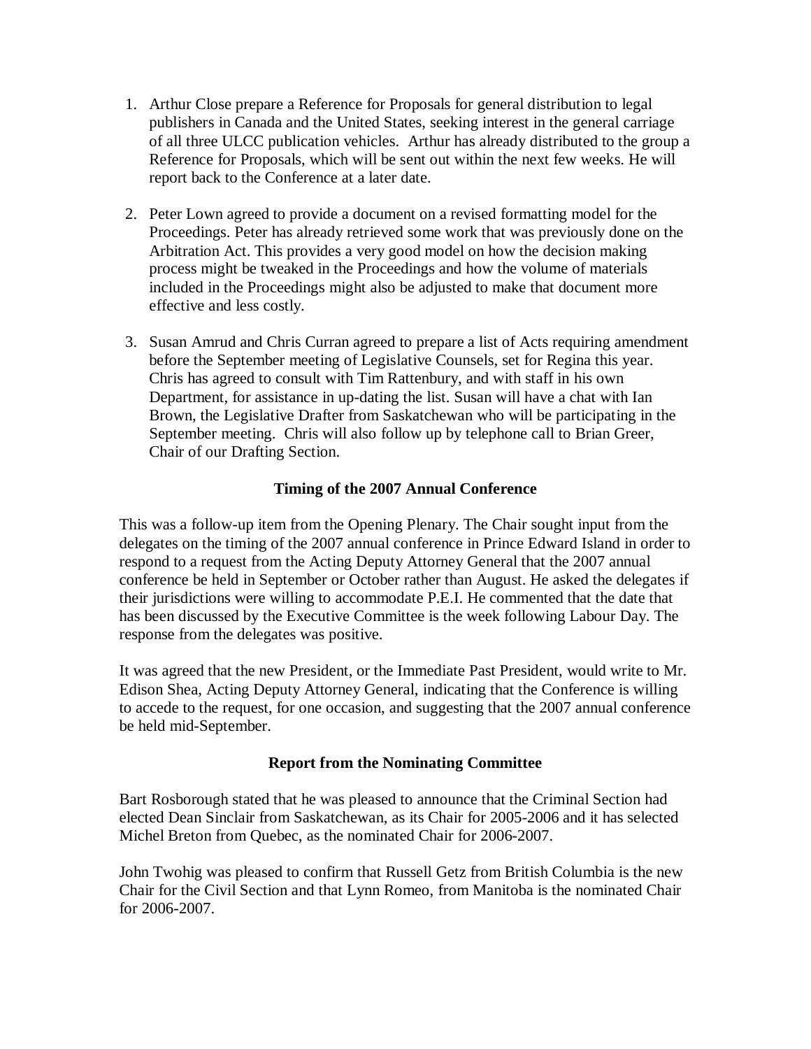1. Arthur Close prepare a Reference for Proposals for general distribution to legal publishers in Canada and the United States, seeking interest in the general carriage of all three ULCC publication vehicles. Arthur has already distributed to the group a Reference for Proposals, which will be sent out within the next few weeks. He will report back to the Conference at a later date.

2. Peter Lown agreed to provide a document on a revised formatting model for the Proceedings. Peter has already retrieved some work that was previously done on the Arbitration Act. This provides a very good model on how the decision making process might be tweaked in the Proceedings and how the volume of materials included in the Proceedings might also be adjusted to make that document more effective and less costly.

3. Susan Amrud and Chris Curran agreed to prepare a list of Acts requiring amendment before the September meeting of Legislative Counsels, set for Regina this year. Chris has agreed to consult with Tim Rattenbury, and with staff in his own Department, for assistance in up-dating the list. Susan will have a chat with Ian Brown, the Legislative Drafter from Saskatchewan who will be participating in the September meeting. Chris will also follow up by telephone call to Brian Greer, Chair of our Drafting Section.

**Timing of the 2007 Annual Conference**

This was a follow-up item from the Opening Plenary. The Chair sought input from the delegates on the timing of the 2007 annual conference in Prince Edward Island in order to respond to a request from the Acting Deputy Attorney General that the 2007 annual conference be held in September or October rather than August. He asked the delegates if their jurisdictions were willing to accommodate P.E.I. He commented that the date that has been discussed by the Executive Committee is the week following Labour Day. The response from the delegates was positive.

It was agreed that the new President, or the Immediate Past President, would write to Mr. Edison Shea, Acting Deputy Attorney General, indicating that the Conference is willing to accede to the request, for one occasion, and suggesting that the 2007 annual conference be held mid-September.

**Report from the Nominating Committee**

Bart Rosborough stated that he was pleased to announce that the Criminal Section had elected Dean Sinclair from Saskatchewan, as its Chair for 2005-2006 and it has selected Michel Breton from Quebec, as the nominated Chair for 2006-2007.

John Twohig was pleased to confirm that Russell Getz from British Columbia is the new Chair for the Civil Section and that Lynn Romeo, from Manitoba is the nominated Chair for 2006-2007.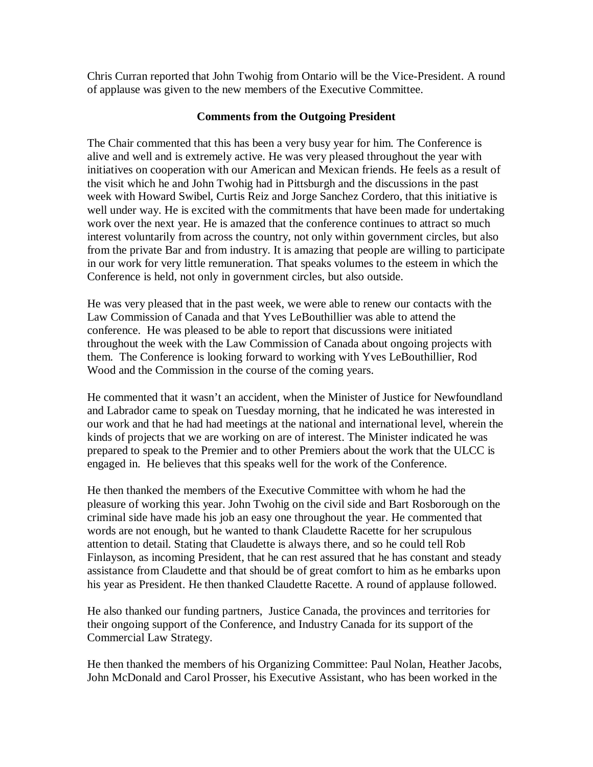Chris Curran reported that John Twohig from Ontario will be the Vice-President. A round of applause was given to the new members of the Executive Committee.

**Comments from the Outgoing President**

The Chair commented that this has been a very busy year for him. The Conference is alive and well and is extremely active. He was very pleased throughout the year with initiatives on cooperation with our American and Mexican friends. He feels as a result of the visit which he and John Twohig had in Pittsburgh and the discussions in the past week with Howard Swibel, Curtis Reiz and Jorge Sanchez Cordero, that this initiative is well under way. He is excited with the commitments that have been made for undertaking work over the next year. He is amazed that the conference continues to attract so much interest voluntarily from across the country, not only within government circles, but also from the private Bar and from industry. It is amazing that people are willing to participate in our work for very little remuneration. That speaks volumes to the esteem in which the Conference is held, not only in government circles, but also outside.

He was very pleased that in the past week, we were able to renew our contacts with the Law Commission of Canada and that Yves LeBouthillier was able to attend the conference. He was pleased to be able to report that discussions were initiated throughout the week with the Law Commission of Canada about ongoing projects with them. The Conference is looking forward to working with Yves LeBouthillier, Rod Wood and the Commission in the course of the coming years.

He commented that it wasn't an accident, when the Minister of Justice for Newfoundland and Labrador came to speak on Tuesday morning, that he indicated he was interested in our work and that he had had meetings at the national and international level, wherein the kinds of projects that we are working on are of interest. The Minister indicated he was prepared to speak to the Premier and to other Premiers about the work that the ULCC is engaged in. He believes that this speaks well for the work of the Conference.

He then thanked the members of the Executive Committee with whom he had the pleasure of working this year. John Twohig on the civil side and Bart Rosborough on the criminal side have made his job an easy one throughout the year. He commented that words are not enough, but he wanted to thank Claudette Racette for her scrupulous attention to detail. Stating that Claudette is always there, and so he could tell Rob Finlayson, as incoming President, that he can rest assured that he has constant and steady assistance from Claudette and that should be of great comfort to him as he embarks upon his year as President. He then thanked Claudette Racette. A round of applause followed.

He also thanked our funding partners, Justice Canada, the provinces and territories for their ongoing support of the Conference, and Industry Canada for its support of the Commercial Law Strategy.

He then thanked the members of his Organizing Committee: Paul Nolan, Heather Jacobs, John McDonald and Carol Prosser, his Executive Assistant, who has been worked in the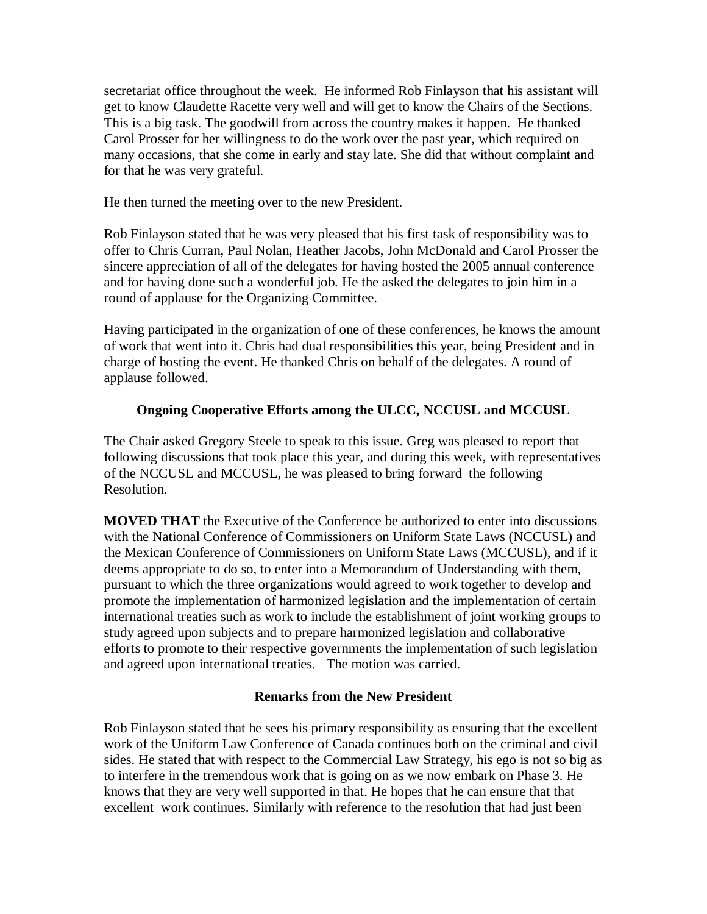secretariat office throughout the week. He informed Rob Finlayson that his assistant will get to know Claudette Racette very well and will get to know the Chairs of the Sections. This is a big task. The goodwill from across the country makes it happen. He thanked Carol Prosser for her willingness to do the work over the past year, which required on many occasions, that she come in early and stay late. She did that without complaint and for that he was very grateful.

He then turned the meeting over to the new President.

Rob Finlayson stated that he was very pleased that his first task of responsibility was to offer to Chris Curran, Paul Nolan, Heather Jacobs, John McDonald and Carol Prosser the sincere appreciation of all of the delegates for having hosted the 2005 annual conference and for having done such a wonderful job. He the asked the delegates to join him in a round of applause for the Organizing Committee.

Having participated in the organization of one of these conferences, he knows the amount of work that went into it. Chris had dual responsibilities this year, being President and in charge of hosting the event. He thanked Chris on behalf of the delegates. A round of applause followed.

### Ongoing Cooperative Efforts among the ULCC, NCCUSL and MCCUSL

The Chair asked Gregory Steele to speak to this issue. Greg was pleased to report that following discussions that took place this year, and during this week, with representatives of the NCCUSL and MCCUSL, he was pleased to bring forward the following Resolution.

**MOVED THAT** the Executive of the Conference be authorized to enter into discussions with the National Conference of Commissioners on Uniform State Laws (NCCUSL) and the Mexican Conference of Commissioners on Uniform State Laws (MCCUSL), and if it deems appropriate to do so, to enter into a Memorandum of Understanding with them, pursuant to which the three organizations would agreed to work together to develop and promote the implementation of harmonized legislation and the implementation of certain international treaties such as work to include the establishment of joint working groups to study agreed upon subjects and to prepare harmonized legislation and collaborative efforts to promote to their respective governments the implementation of such legislation and agreed upon international treaties. The motion was carried.

### Remarks from the New President

Rob Finlayson stated that he sees his primary responsibility as ensuring that the excellent work of the Uniform Law Conference of Canada continues both on the criminal and civil sides. He stated that with respect to the Commercial Law Strategy, his ego is not so big as to interfere in the tremendous work that is going on as we now embark on Phase 3. He knows that they are very well supported in that. He hopes that he can ensure that that excellent work continues. Similarly with reference to the resolution that had just been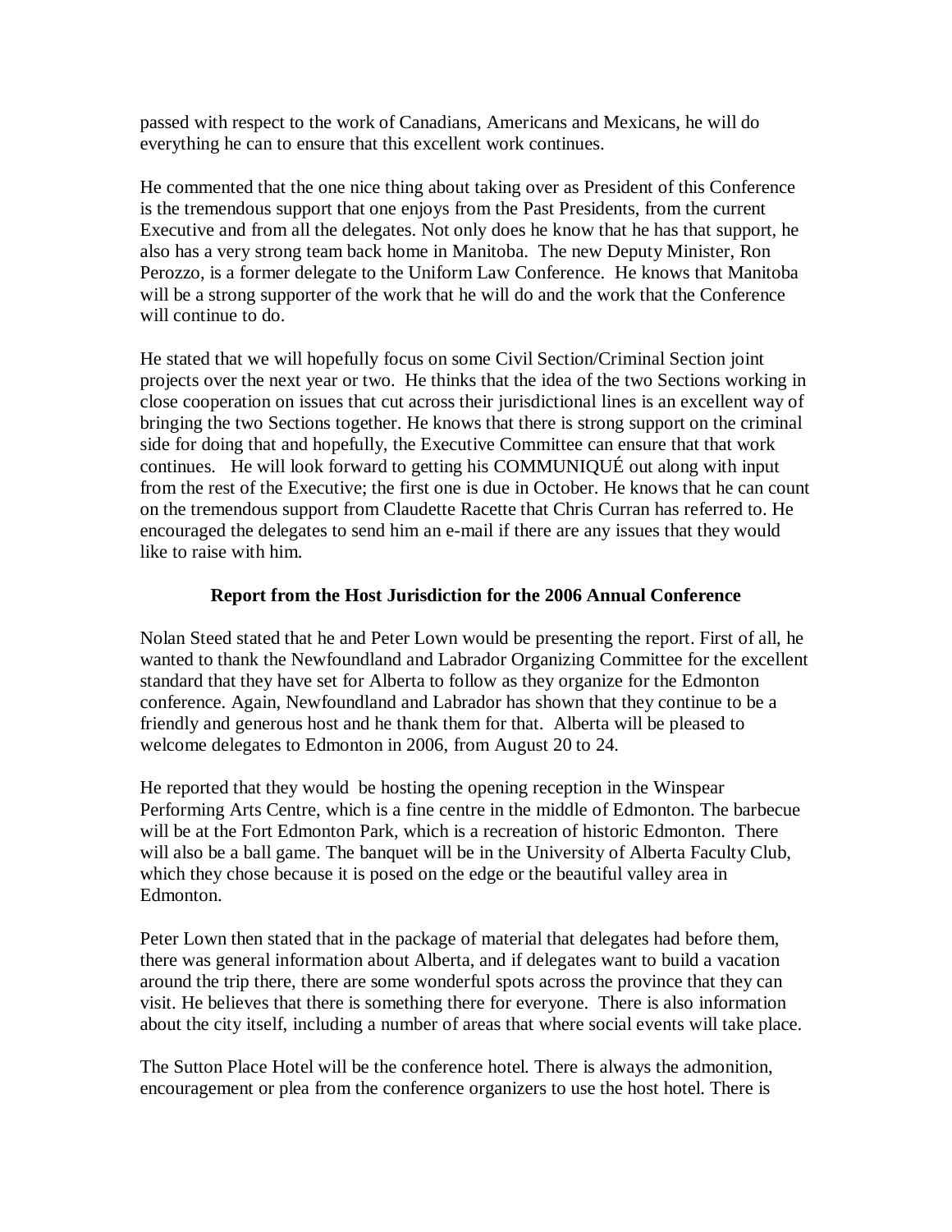passed with respect to the work of Canadians, Americans and Mexicans, he will do everything he can to ensure that this excellent work continues.

He commented that the one nice thing about taking over as President of this Conference is the tremendous support that one enjoys from the Past Presidents, from the current Executive and from all the delegates. Not only does he know that he has that support, he also has a very strong team back home in Manitoba. The new Deputy Minister, Ron Perozzo, is a former delegate to the Uniform Law Conference. He knows that Manitoba will be a strong supporter of the work that he will do and the work that the Conference will continue to do.

He stated that we will hopefully focus on some Civil Section/Criminal Section joint projects over the next year or two. He thinks that the idea of the two Sections working in close cooperation on issues that cut across their jurisdictional lines is an excellent way of bringing the two Sections together. He knows that there is strong support on the criminal side for doing that and hopefully, the Executive Committee can ensure that that work continues. He will look forward to getting his COMMUNIQUÉ out along with input from the rest of the Executive; the first one is due in October. He knows that he can count on the tremendous support from Claudette Racette that Chris Curran has referred to. He encouraged the delegates to send him an e-mail if there are any issues that they would like to raise with him.

## Report from the Host Jurisdiction for the 2006 Annual Conference

Nolan Steed stated that he and Peter Lown would be presenting the report. First of all, he wanted to thank the Newfoundland and Labrador Organizing Committee for the excellent standard that they have set for Alberta to follow as they organize for the Edmonton conference. Again, Newfoundland and Labrador has shown that they continue to be a friendly and generous host and he thank them for that. Alberta will be pleased to welcome delegates to Edmonton in 2006, from August 20 to 24.

He reported that they would be hosting the opening reception in the Winspear Performing Arts Centre, which is a fine centre in the middle of Edmonton. The barbecue will be at the Fort Edmonton Park, which is a recreation of historic Edmonton. There will also be a ball game. The banquet will be in the University of Alberta Faculty Club, which they chose because it is posed on the edge or the beautiful valley area in Edmonton.

Peter Lown then stated that in the package of material that delegates had before them, there was general information about Alberta, and if delegates want to build a vacation around the trip there, there are some wonderful spots across the province that they can visit. He believes that there is something there for everyone. There is also information about the city itself, including a number of areas that where social events will take place.

The Sutton Place Hotel will be the conference hotel. There is always the admonition, encouragement or plea from the conference organizers to use the host hotel. There is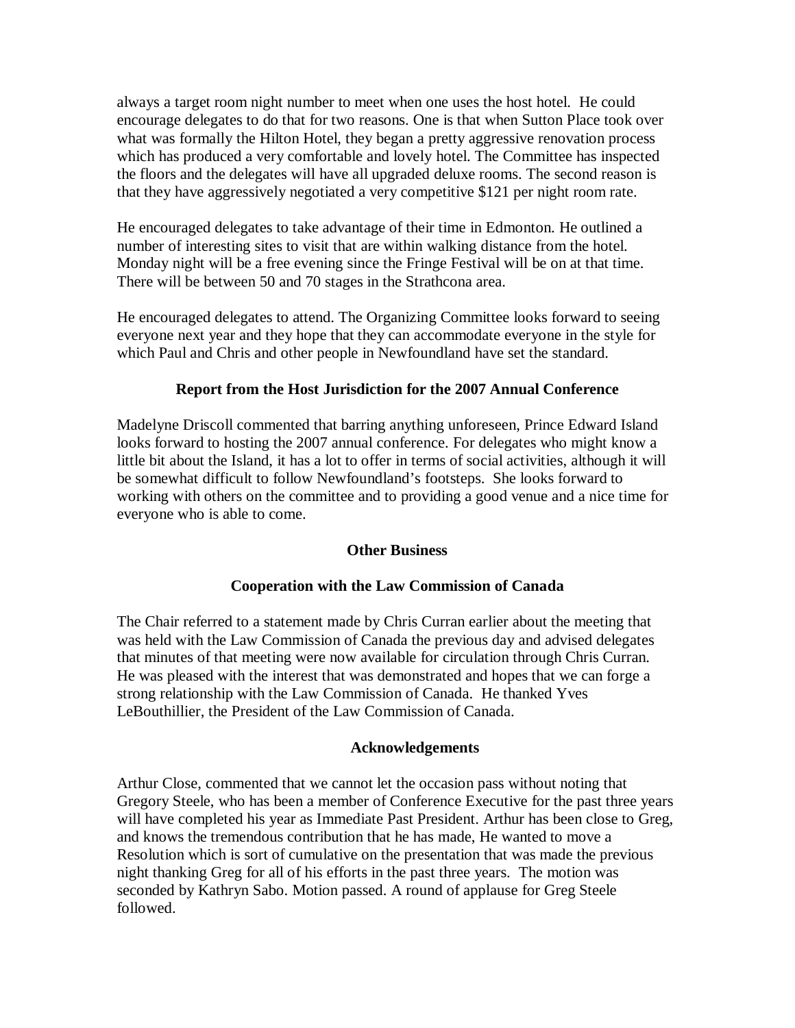always a target room night number to meet when one uses the host hotel. He could encourage delegates to do that for two reasons. One is that when Sutton Place took over what was formally the Hilton Hotel, they began a pretty aggressive renovation process which has produced a very comfortable and lovely hotel. The Committee has inspected the floors and the delegates will have all upgraded deluxe rooms. The second reason is that they have aggressively negotiated a very competitive $121 per night room rate.

He encouraged delegates to take advantage of their time in Edmonton. He outlined a number of interesting sites to visit that are within walking distance from the hotel. Monday night will be a free evening since the Fringe Festival will be on at that time. There will be between 50 and 70 stages in the Strathcona area.

He encouraged delegates to attend. The Organizing Committee looks forward to seeing everyone next year and they hope that they can accommodate everyone in the style for which Paul and Chris and other people in Newfoundland have set the standard.

### Report from the Host Jurisdiction for the 2007 Annual Conference

Madelyne Driscoll commented that barring anything unforeseen, Prince Edward Island looks forward to hosting the 2007 annual conference. For delegates who might know a little bit about the Island, it has a lot to offer in terms of social activities, although it will be somewhat difficult to follow Newfoundland's footsteps. She looks forward to working with others on the committee and to providing a good venue and a nice time for everyone who is able to come.

### Other Business

### Cooperation with the Law Commission of Canada

The Chair referred to a statement made by Chris Curran earlier about the meeting that was held with the Law Commission of Canada the previous day and advised delegates that minutes of that meeting were now available for circulation through Chris Curran. He was pleased with the interest that was demonstrated and hopes that we can forge a strong relationship with the Law Commission of Canada. He thanked Yves LeBouthillier, the President of the Law Commission of Canada.

### Acknowledgements

Arthur Close, commented that we cannot let the occasion pass without noting that Gregory Steele, who has been a member of Conference Executive for the past three years will have completed his year as Immediate Past President. Arthur has been close to Greg, and knows the tremendous contribution that he has made, He wanted to move a Resolution which is sort of cumulative on the presentation that was made the previous night thanking Greg for all of his efforts in the past three years. The motion was seconded by Kathryn Sabo. Motion passed. A round of applause for Greg Steele followed.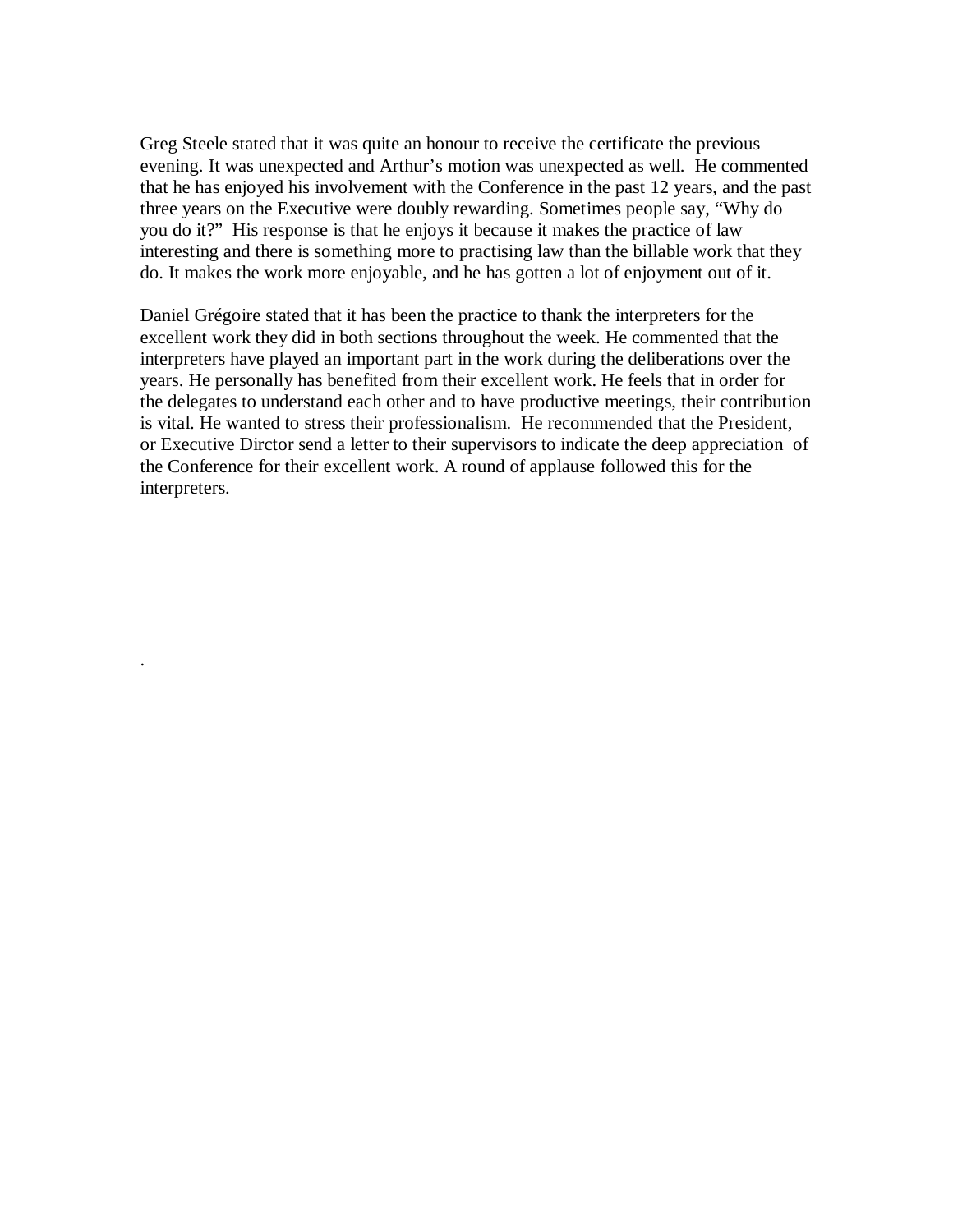Greg Steele stated that it was quite an honour to receive the certificate the previous evening. It was unexpected and Arthur's motion was unexpected as well. He commented that he has enjoyed his involvement with the Conference in the past 12 years, and the past three years on the Executive were doubly rewarding. Sometimes people say, "Why do you do it?" His response is that he enjoys it because it makes the practice of law interesting and there is something more to practising law than the billable work that they do. It makes the work more enjoyable, and he has gotten a lot of enjoyment out of it.

Daniel Grégoire stated that it has been the practice to thank the interpreters for the excellent work they did in both sections throughout the week. He commented that the interpreters have played an important part in the work during the deliberations over the years. He personally has benefited from their excellent work. He feels that in order for the delegates to understand each other and to have productive meetings, their contribution is vital. He wanted to stress their professionalism. He recommended that the President, or Executive Dirctor send a letter to their supervisors to indicate the deep appreciation of the Conference for their excellent work. A round of applause followed this for the interpreters.

.